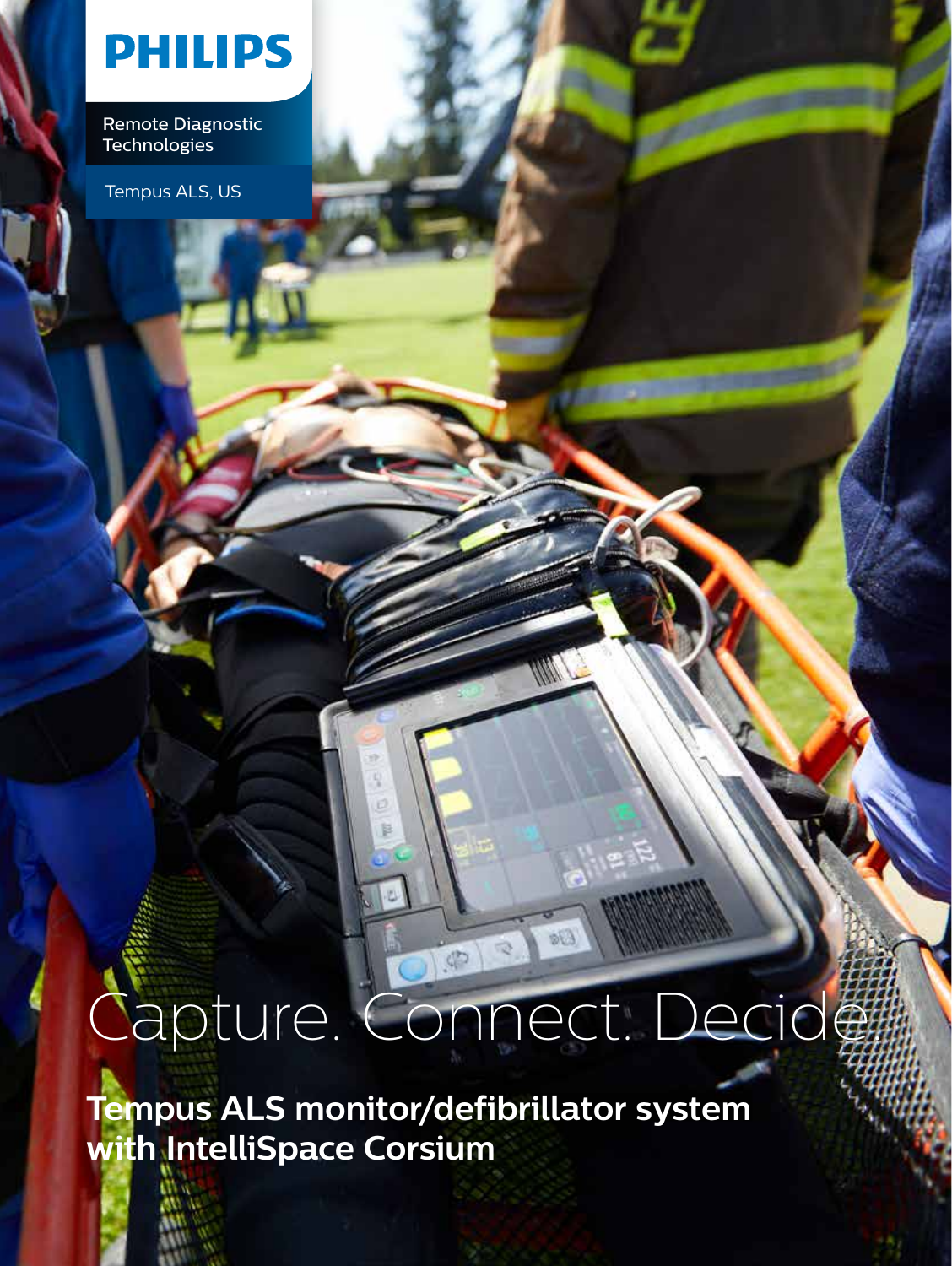PHILIPS

Remote Diagnostic Technologies

Tempus ALS, US

# Capture. Connect. Decide.

**Tempus ALS monitor/defibrillator system with IntelliSpace Corsium**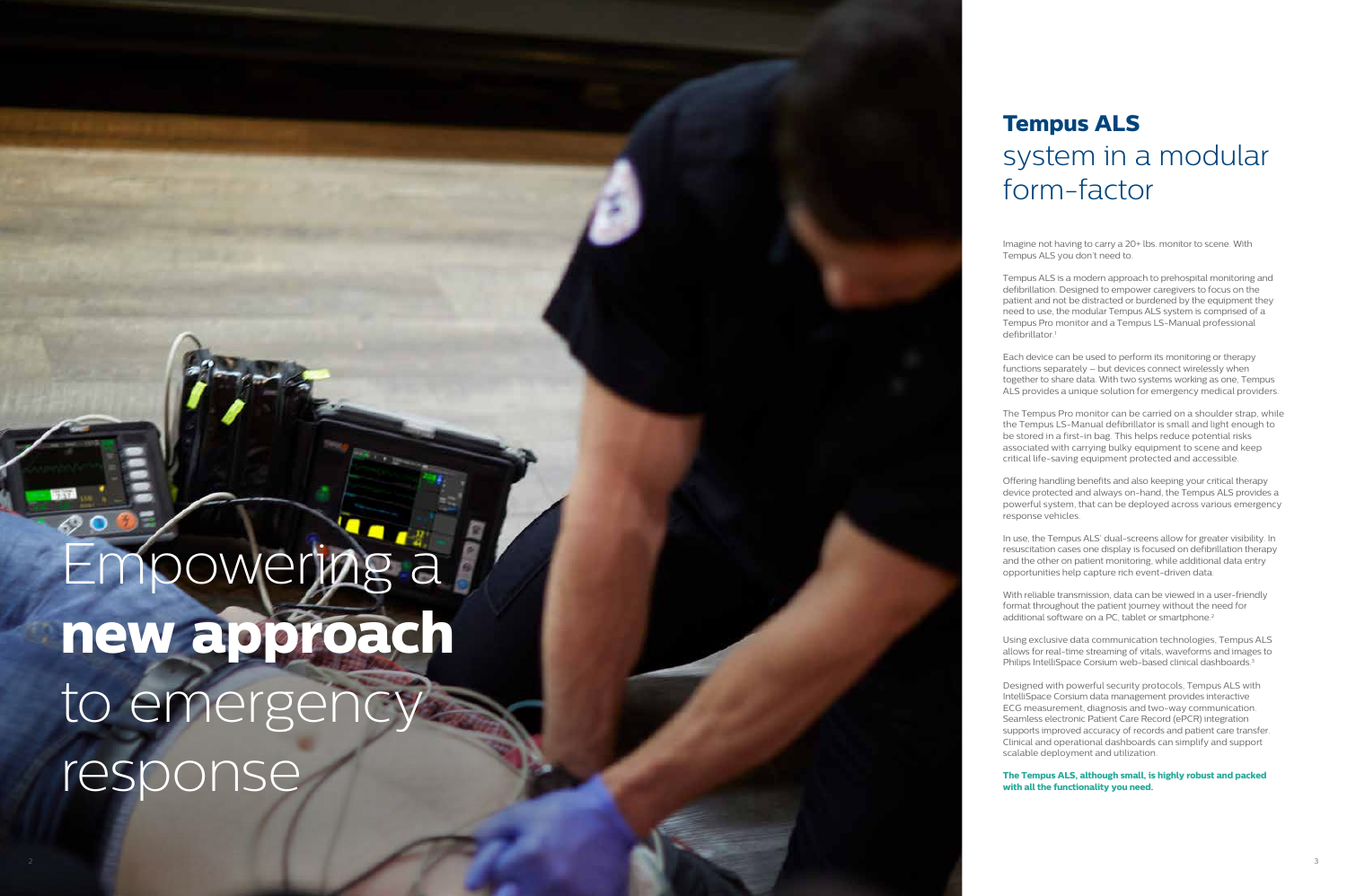# Empowering a **new approach** to emergency response

## **Tempus ALS** system in a modular form-factor

Imagine not having to carry a 20+ lbs. monitor to scene. With Tempus ALS you don't need to.

Tempus ALS is a modern approach to prehospital monitoring and defibrillation. Designed to empower caregivers to focus on the patient and not be distracted or burdened by the equipment they need to use, the modular Tempus ALS system is comprised of a Tempus Pro monitor and a Tempus LS-Manual professional defibrillator.[1]

Each device can be used to perform its monitoring or therapy functions separately – but devices connect wirelessly when together to share data. With two systems working as one, Tempus ALS provides a unique solution for emergency medical providers.

The Tempus Pro monitor can be carried on a shoulder strap, while the Tempus LS-Manual defibrillator is small and light enough to be stored in a first-in bag. This helps reduce potential risks associated with carrying bulky equipment to scene and keep critical life-saving equipment protected and accessible.

Offering handling benefits and also keeping your critical therapy device protected and always on-hand, the Tempus ALS provides a powerful system, that can be deployed across various emergency response vehicles.

In use, the Tempus ALS' dual-screens allow for greater visibility. In resuscitation cases one display is focused on defibrillation therapy and the other on patient monitoring, while additional data entry opportunities help capture rich event-driven data.

With reliable transmission, data can be viewed in a user-friendly format throughout the patient journey without the need for additional software on a PC, tablet or smartphone.[2]

Using exclusive data communication technologies, Tempus ALS allows for real-time streaming of vitals, waveforms and images to Philips IntelliSpace Corsium web-based clinical dashboards.[3]

Designed with powerful security protocols, Tempus ALS with IntelliSpace Corsium data management provides interactive ECG measurement, diagnosis and two-way communication. Seamless electronic Patient Care Record (ePCR) integration supports improved accuracy of records and patient care transfer. Clinical and operational dashboards can simplify and support scalable deployment and utilization.

**The Tempus ALS, although small, is highly robust and packed with all the functionality you need.**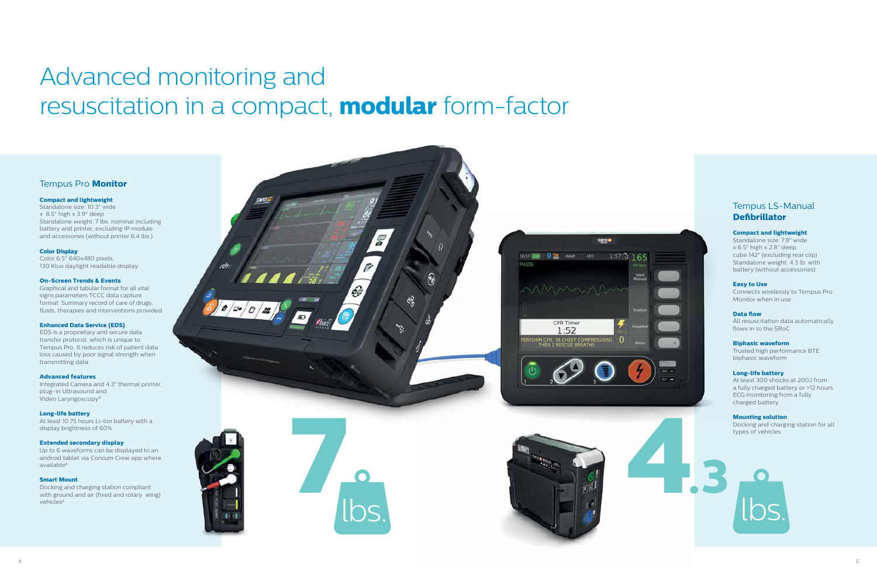# Advanced monitoring and resuscitation in a compact, **modular** form-factor

## Tempus Pro **Monitor**

**Compact and lightweight**
Standalone size: 10.3" wide x 8.5" high x 3.9" deep
Standalone weight: 7 lbs. nominal including battery and printer, excluding IP module and accessories (without printer 6.4 lbs.)

**Color Display**
Color 6.5" 640x480 pixels, 130 Klux daylight readable display

**On-Screen Trends & Events**
Graphical and tabular format for all vital signs parameters TCCC data capture format. Summary record of care of drugs, fluids, therapies and interventions provided

**Enhanced Data Service (EDS)**
EDS is a proprietary and secure data transfer protocol, which is unique to Tempus Pro. It reduces risk of patient data loss caused by poor signal strength when transmitting data

**Advanced features**
Integrated Camera and 4.3" thermal printer, plug-in Ultrasound and Video Laryngoscopy[8]

**Long-life battery**
At least 10.75 hours Li-Ion battery with a display brightness of 60%

**Extended secondary display**
Up to 6 waveforms can be displayed to an android tablet via Corsium Crew app where available[8]

**Smart Mount**
Docking and charging station compliant with ground and air (fixed and rotary wing) vehicles[8]

7 lbs.

## Tempus LS-Manual **Defibrillator**

**Compact and lightweight**
Standalone size: 7.9" wide x 6.5" high x 2.8" deep, cube 142" (excluding rear clip)
Standalone weight: 4.3 lb. with battery (without accessories)

**Easy to Use**
Connects wirelessly to Tempus Pro Monitor when in use

**Data flow**
All resuscitation data automatically flows in to the SRoC

**Biphasic waveform**
Trusted high performance BTE biphasic waveform

**Long-life battery**
At least 300 shocks at 200J from a fully charged battery or >12 hours ECG monitoring from a fully charged battery

**Mounting solution**
Docking and charging station for all types of vehicles

4.3 lbs.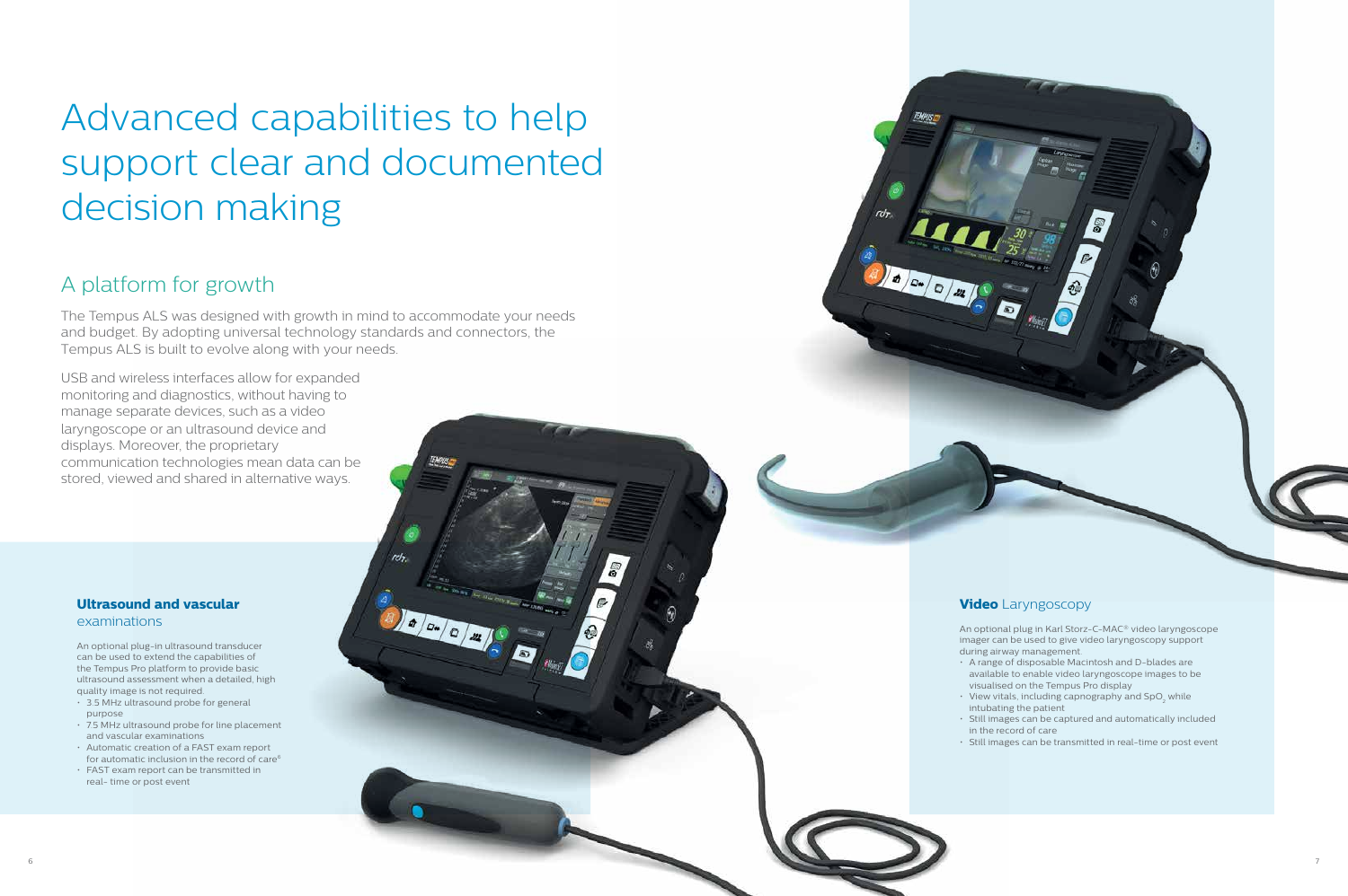# Advanced capabilities to help support clear and documented decision making

## A platform for growth

The Tempus ALS was designed with growth in mind to accommodate your needs and budget. By adopting universal technology standards and connectors, the Tempus ALS is built to evolve along with your needs.

USB and wireless interfaces allow for expanded monitoring and diagnostics, without having to manage separate devices, such as a video laryngoscope or an ultrasound device and displays. Moreover, the proprietary communication technologies mean data can be stored, viewed and shared in alternative ways.

### **Ultrasound and vascular** examinations

An optional plug-in ultrasound transducer can be used to extend the capabilities of the Tempus Pro platform to provide basic ultrasound assessment when a detailed, high quality image is not required.

- 3.5 MHz ultrasound probe for general purpose
- 7.5 MHz ultrasound probe for line placement and vascular examinations
- Automatic creation of a FAST exam report for automatic inclusion in the record of care[6]
- FAST exam report can be transmitted in real- time or post event

### **Video** Laryngoscopy

An optional plug in Karl Storz-C-MAC® video laryngoscope imager can be used to give video laryngoscopy support during airway management

- A range of disposable Macintosh and D-blades are available to enable video laryngoscope images to be visualised on the Tempus Pro display
- View vitals, including capnography and $SpO_2$ while intubating the patient
- Still images can be captured and automatically included in the record of care
- Still images can be transmitted in real-time or post event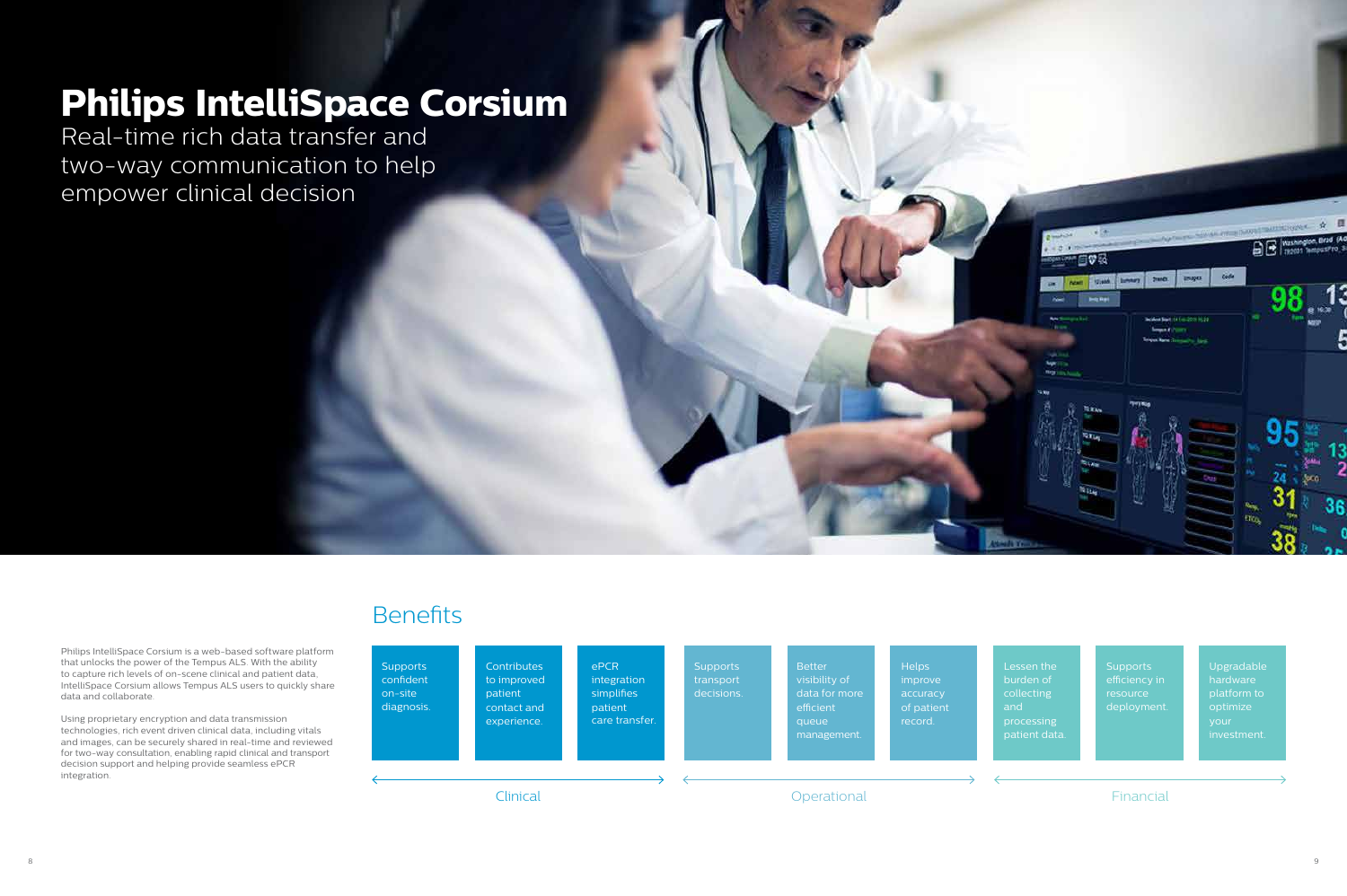# Philips IntelliSpace Corsium

Real-time rich data transfer and two-way communication to help empower clinical decision

Philips IntelliSpace Corsium is a web-based software platform that unlocks the power of the Tempus ALS. With the ability to capture rich levels of on-scene clinical and patient data, IntelliSpace Corsium allows Tempus ALS users to quickly share data and collaborate.

Using proprietary encryption and data transmission technologies, rich event driven clinical data, including vitals and images, can be securely shared in real-time and reviewed for two-way consultation, enabling rapid clinical and transport decision support and helping provide seamless ePCR integration.

## Benefits

| Clinical | | | Operational | | | Financial | | |
|---|---|---|---|---|---|---|---|---|
| Supports confident on-site diagnosis. | Contributes to improved patient contact and experience. | ePCR integration simplifies patient care transfer. | Supports transport decisions. | Better visibility of data for more efficient queue management. | Helps improve accuracy of patient record. | Lessen the burden of collecting and processing patient data. | Supports efficiency in resource deployment. | Upgradable hardware platform to optimize your investment. |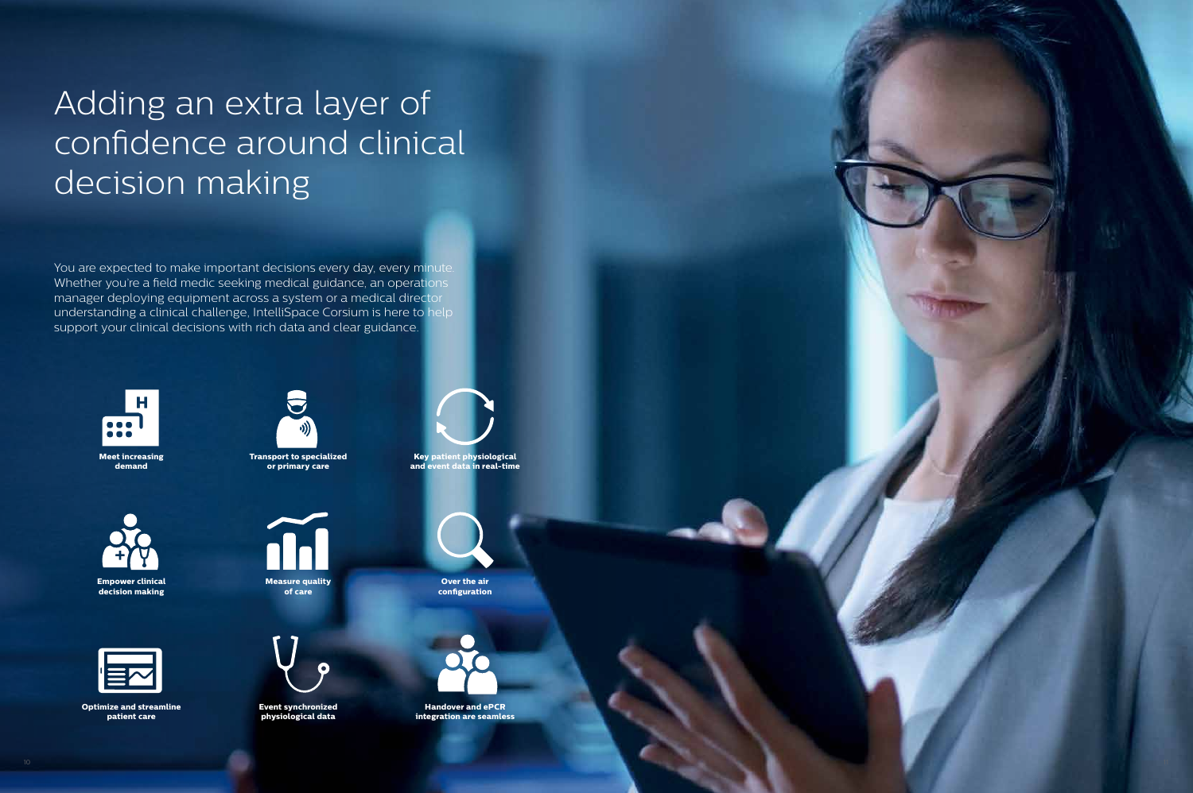# Adding an extra layer of confidence around clinical decision making

You are expected to make important decisions every day, every minute. Whether you're a field medic seeking medical guidance, an operations manager deploying equipment across a system or a medical director understanding a clinical challenge, IntelliSpace Corsium is here to help support your clinical decisions with rich data and clear guidance.

**Meet increasing demand**

**Transport to specialized or primary care**

**Key patient physiological and event data in real-time**

**Empower clinical decision making**

**Measure quality of care**

**Over the air configuration**

**Optimize and streamline patient care**

**Event synchronized physiological data**

**Handover and ePCR integration are seamless**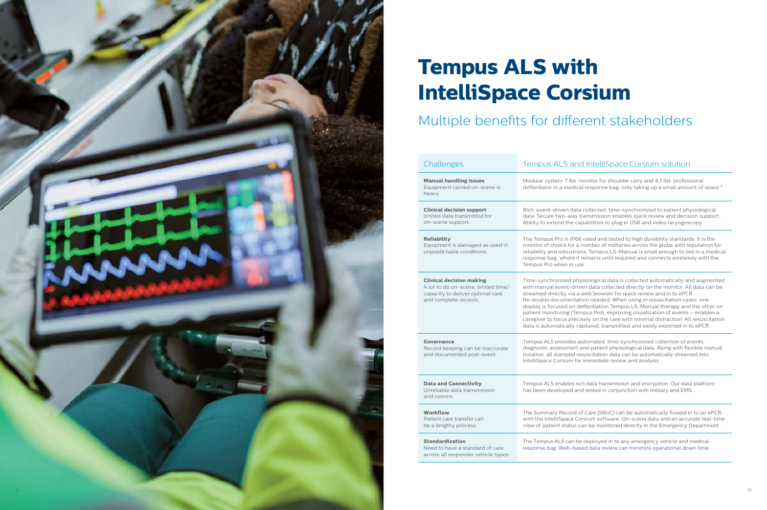# Tempus ALS with IntelliSpace Corsium

## Multiple benefits for different stakeholders

| Challenges | Tempus ALS and IntelliSpace Corsium solution |
| --- | --- |
| **Manual handling issues** Equipment carried on-scene is heavy. | Modular system: 7 lbs. monitor for shoulder carry and 4.3 lbs. professional defibrillator in a medical response bag, only taking up a small amount of space.[4] |
| **Clinical decision support** limited data transmitted for on-scene support. | Rich, event-driven data collected, time-synchronized to patient physiological data. Secure two-way transmission enables quick review and decision support. Ability to extend the capabilities to plug in USB and video laryngoscopy. |
| **Reliability** Equipment is damaged as used in unpredictable conditions. | The Tempus Pro is IP66 rated and tested to high durability standards. It is the monitor of choice for a number of militaries across the globe with reputation for reliability and robustness. Tempus LS-Manual is small enough to live in a medical response bag, where it remains until required and connects wirelessly with the Tempus Pro when in use. |
| **Clinical decision making** A lot to do on-scene, limited time/ capacity to deliver optimal care and complete records. | Time-synchronized physiological data is collected automatically and augmented with manual event-driven data collected directly on the monitor. All data can be streamed directly via a web browser for quick review and in to ePCR. No double documentation needed. When using in resuscitation cases, one display is focused on defibrillation Tempus LS-Manual therapy and the other on patient monitoring (Tempus Pro), improving visualization of events – enables a caregiver to focus precisely on the care with minimal distraction. All resuscitation data is automatically captured, transmitted and easily exported in to ePCR. |
| **Governance** Record keeping can be inaccurate and documented post-event. | Tempus ALS provides automated, time-synchronized collection of events, diagnostic assessment and patient physiological data. Along with flexible manual notation, all stamped resuscitation data can be automatically streamed into IntelliSpace Corsium for immediate review and analysis. |
| **Data and Connectivity** Unreliable data transmission and comms. | Tempus ALS enables rich data transmission and encryption. Our data platform has been developed and tested in conjunction with military and EMS. |
| **Workflow** Patient care transfer can be a lengthy process. | The Summary Record of Care (SRoC) can be automatically flowed in to an ePCR with the IntelliSpace Corsium software. On-scene data and an accurate real-time view of patient status can be monitored directly in the Emergency Department. |
| **Standardization** Need to have a standard of care across all responder vehicle types. | The Tempus ALS can be deployed in to any emergency vehicle and medical response bag. Web-based data review can minimize operational down time. |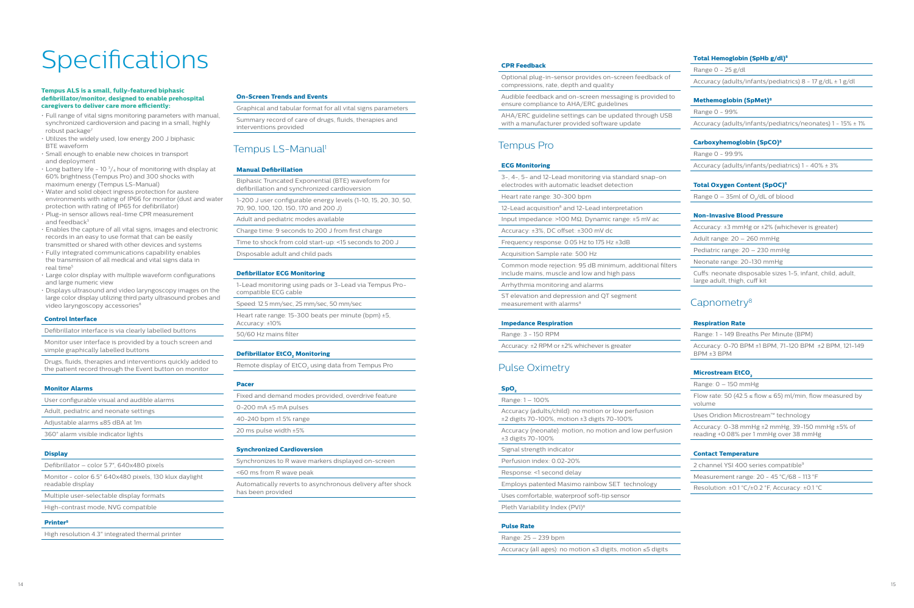# Specifications

**Tempus ALS is a small, fully-featured biphasic defibrillator/monitor, designed to enable prehospital caregivers to deliver care more efficiently:**

- Full range of vital signs monitoring parameters with manual, synchronized cardioversion and pacing in a small, highly robust package[7]
- Utilizes the widely used, low energy 200 J biphasic BTE waveform
- Small enough to enable new choices in transport and deployment
- Long battery life - 10 $^3/_4$ hour of monitoring with display at 60% brightness (Tempus Pro) and 300 shocks with maximum energy (Tempus LS-Manual)
- Water and solid object ingress protection for austere environments with rating of IP66 for monitor (dust and water protection with rating of IP65 for defibrillator)
- Plug-in sensor allows real-time CPR measurement and feedback[3]
- Enables the capture of all vital signs, images and electronic records in an easy to use format that can be easily transmitted or shared with other devices and systems
- Fully integrated communications capability enables the transmission of all medical and vital signs data in real time[5]
- Large color display with multiple waveform configurations and large numeric view
- Displays ultrasound and video laryngoscopy images on the large color display utilizing third party ultrasound probes and video laryngoscopy accessories[8]

### Control Interface

Defibrillator interface is via clearly labelled buttons

Monitor user interface is provided by a touch screen and simple graphically labelled buttons

Drugs, fluids, therapies and interventions quickly added to the patient record through the Event button on monitor

### Monitor Alarms

User configurable visual and audible alarms

Adult, pediatric and neonate settings

Adjustable alarms ≤85 dBA at 1m

360° alarm visible indicator lights

### Display

Defibrillator – color 5.7", 640x480 pixels

Monitor - color 6.5" 640x480 pixels, 130 klux daylight readable display

Multiple user-selectable display formats

High-contrast mode, NVG compatible

### Printer[8]

High resolution 4.3" integrated thermal printer

### On-Screen Trends and Events

Graphical and tabular format for all vital signs parameters

Summary record of care of drugs, fluids, therapies and interventions provided

## Tempus LS-Manual[1]

### Manual Defibrillation

Biphasic Truncated Exponential (BTE) waveform for defibrillation and synchronized cardioversion

1-200 J user configurable energy levels (1-10, 15, 20, 30, 50, 70, 90, 100, 120, 150, 170 and 200 J)

Adult and pediatric modes available

Charge time: 9 seconds to 200 J from first charge

Time to shock from cold start-up: <15 seconds to 200 J

Disposable adult and child pads

### Defibrillator ECG Monitoring

1-Lead monitoring using pads or 3-Lead via Tempus Pro-compatible ECG cable

Speed: 12.5 mm/sec, 25 mm/sec, 50 mm/sec

Heart rate range: 15-300 beats per minute (bpm) ±5, Accuracy: ±10%

50/60 Hz mains filter

### Defibrillator $EtCO_2$ Monitoring

Remote display of $EtCO_2$ using data from Tempus Pro

### Pacer

Fixed and demand modes provided, overdrive feature

0-200 mA ±5 mA pulses

40-240 bpm ±1.5% range

20 ms pulse width ±5%

### Synchronized Cardioversion

Synchronizes to R wave markers displayed on-screen

<60 ms from R wave peak

Automatically reverts to asynchronous delivery after shock has been provided

### CPR Feedback

Optional plug-in-sensor provides on-screen feedback of compressions, rate, depth and quality

Audible feedback and on-screen messaging is provided to ensure compliance to AHA/ERC guidelines

AHA/ERC guideline settings can be updated through USB with a manufacturer provided software update

## Tempus Pro

### ECG Monitoring

3-, 4-, 5- and 12-Lead monitoring via standard snap-on electrodes with automatic leadset detection

Heart rate range: 30-300 bpm

12-Lead acquisition[8] and 12-Lead interpretation

Input impedance: >100 MΩ, Dynamic range: ±5 mV ac

Accuracy: ±3%, DC offset: ±300 mV dc

Frequency response: 0.05 Hz to 175 Hz ±3dB

Acquisition Sample rate: 500 Hz

Common mode rejection: 95 dB minimum, additional filters include mains, muscle and low and high pass

Arrhythmia monitoring and alarms

ST elevation and depression and QT segment measurement with alarms[8]

### Impedance Respiration

Range: 3 - 150 RPM

Accuracy: ±2 RPM or ±2% whichever is greater

## Pulse Oximetry

### $SpO_2$

Range: 1 – 100%

Accuracy (adults/child): no motion or low perfusion ±2 digits 70-100%, motion ±3 digits 70-100%

Accuracy (neonate): motion, no motion and low perfusion ±3 digits 70-100%

Signal strength indicator

Perfusion index: 0.02-20%

Response: <1 second delay

Employs patented Masimo rainbow SET technology

Uses comfortable, waterproof soft-tip sensor

Pleth Variability Index (PVI)[8]

### Pulse Rate

Range: 25 – 239 bpm

Accuracy (all ages): no motion ≤3 digits, motion ≤5 digits

### Total Hemoglobin (SpHb g/dl)[8]

Range 0 - 25 g/dl

Accuracy (adults/infants/pediatrics) 8 - 17 g/dL ± 1 g/dl

### Methemoglobin (SpMet)[8]

Range 0 - 99%

Accuracy (adults/infants/pediatrics/neonates) 1 - 15% ± 1%

### Carboxyhemoglobin (SpCO)[8]

Range 0 - 99.9%

Accuracy (adults/infants/pediatrics) 1 - 40% ± 3%

### Total Oxygen Content (SpOC)[8]

Range 0 – 35ml of $O_2$/dL of blood

### Non-Invasive Blood Pressure

Accuracy: ±3 mmHg or ±2% (whichever is greater)

Adult range: 20 – 260 mmHg

Pediatric range: 20 – 230 mmHg

Neonate range: 20-130 mmHg

Cuffs: neonate disposable sizes 1-5, infant, child, adult, large adult, thigh, cuff kit

## Capnometry[8]

### Respiration Rate

Range: 1 - 149 Breaths Per Minute (BPM)

Accuracy: 0-70 BPM ±1 BPM, 71-120 BPM ±2 BPM, 121-149 BPM ±3 BPM

### Microstream $EtCO_2$

Range: 0 – 150 mmHg

Flow rate: 50 (42.5 ≤ flow ≤ 65) ml/min, flow measured by volume

Uses Oridion Microstream™ technology

Accuracy: 0-38 mmHg ±2 mmHg, 39-150 mmHg ±5% of reading +0.08% per 1 mmHg over 38 mmHg

### Contact Temperature

2 channel YSI 400 series compatible[9]

Measurement range: 20 - 45 °C/68 - 113 °F

Resolution: ±0.1 °C/±0.2 °F, Accuracy: ±0.1 °C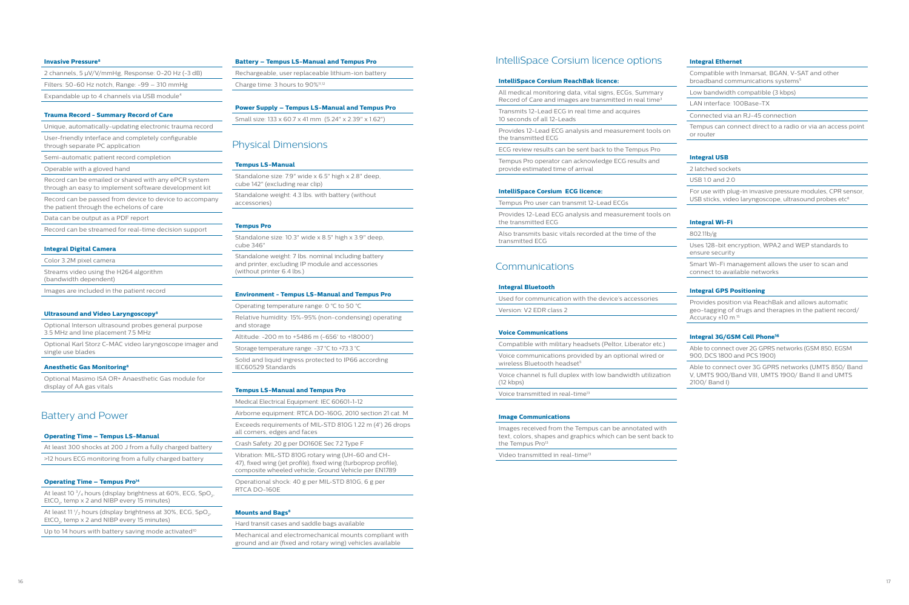**Invasive Pressure[8]**

2 channels, 5 µV/V/mmHg, Response: 0-20 Hz (-3 dB)

Filters: 50-60 Hz notch, Range: -99 – 310 mmHg

Expandable up to 4 channels via USB module[4]

**Trauma Record - Summary Record of Care**

Unique, automatically-updating electronic trauma record

User-friendly interface and completely configurable through separate PC application

Semi-automatic patient record completion

Operable with a gloved hand

Record can be emailed or shared with any ePCR system through an easy to implement software development kit

Record can be passed from device to device to accompany the patient through the echelons of care

Data can be output as a PDF report

Record can be streamed for real-time decision support

**Integral Digital Camera**

Color 3.2M pixel camera

Streams video using the H264 algorithm (bandwidth dependent)

Images are included in the patient record

**Ultrasound and Video Laryngoscopy[8]**

Optional Interson ultrasound probes general purpose 3.5 MHz and line placement 7.5 MHz

Optional Karl Storz C-MAC video laryngoscope imager and single use blades

**Anesthetic Gas Monitoring[8]**

Optional Masimo ISA OR+ Anaesthetic Gas module for display of AA gas vitals

## Battery and Power

**Operating Time – Tempus LS-Manual**

At least 300 shocks at 200 J from a fully charged battery

>12 hours ECG monitoring from a fully charged battery

**Operating Time – Tempus Pro[14]**

At least 10 $^3/_4$ hours (display brightness at 60%, ECG, $SpO_2$, $EtCO_2$, temp x 2 and NIBP every 15 minutes)

At least 11 $^1/_2$ hours (display brightness at 30%, ECG, $SpO_2$, $EtCO_2$, temp x 2 and NIBP every 15 minutes)

Up to 14 hours with battery saving mode activated[10]

**Battery – Tempus LS-Manual and Tempus Pro**

Rechargeable, user replaceable lithium-ion battery

Charge time: 3 hours to 90%[11,12]

**Power Supply – Tempus LS-Manual and Tempus Pro**

Small size: 133 x 60.7 x 41 mm (5.24" x 2.39" x 1.62")

## Physical Dimensions

**Tempus LS-Manual**

Standalone size: 7.9" wide x 6.5" high x 2.8" deep, cube 142" (excluding rear clip)

Standalone weight: 4.3 lbs. with battery (without accessories)

**Tempus Pro**

Standalone size: 10.3" wide x 8.5" high x 3.9" deep, cube 346"

Standalone weight: 7 lbs. nominal including battery and printer, excluding IP module and accessories (without printer 6.4 lbs.)

**Environment - Tempus LS-Manual and Tempus Pro**

Operating temperature range: 0 °C to 50 °C

Relative humidity: 15%-95% (non-condensing) operating and storage

Altitude: -200 m to +5486 m (-656' to +18000')

Storage temperature range: -37 °C to +73.3 °C

Solid and liquid ingress protected to IP66 according IEC60529 Standards

**Tempus LS-Manual and Tempus Pro**

Medical Electrical Equipment: IEC 60601-1-12

Airborne equipment: RTCA DO-160G, 2010 section 21 cat. M

Exceeds requirements of MIL-STD 810G 1.22 m (4') 26 drops all corners, edges and faces

Crash Safety: 20 g per DO160E Sec 7.2 Type F

Vibration: MIL-STD 810G rotary wing (UH-60 and CH-47), fixed wing (jet profile), fixed wing (turboprop profile), composite wheeled vehicle; Ground Vehicle per EN1789

Operational shock: 40 g per MIL-STD 810G, 6 g per RTCA DO-160E

**Mounts and Bags[8]**

Hard transit cases and saddle bags available

Mechanical and electromechanical mounts compliant with ground and air (fixed and rotary wing) vehicles available

## IntelliSpace Corsium licence options

**IntelliSpace Corsium ReachBak licence:**

All medical monitoring data, vital signs, ECGs, Summary Record of Care and images are transmitted in real time[3]

Transmits 12-Lead ECG in real time and acquires 10 seconds of all 12-Leads

Provides 12-Lead ECG analysis and measurement tools on the transmitted ECG

ECG review results can be sent back to the Tempus Pro

Tempus Pro operator can acknowledge ECG results and provide estimated time of arrival

**IntelliSpace Corsium ECG licence:**

Tempus Pro user can transmit 12-Lead ECGs

Provides 12-Lead ECG analysis and measurement tools on the transmitted ECG

Also transmits basic vitals recorded at the time of the transmitted ECG

## Communications

**Integral Bluetooth**

Used for communication with the device's accessories

Version: V2 EDR class 2

**Voice Communications**

Compatible with military headsets (Peltor, Liberator etc.)

Voice communications provided by an optional wired or wireless Bluetooth headset[5]

Voice channel is full duplex with low bandwidth utilization (12 kbps)

Voice transmitted in real-time[13]

**Image Communications**

Images received from the Tempus can be annotated with text, colors, shapes and graphics which can be sent back to the Tempus Pro[13]

Video transmitted in real-time[13]

**Integral Ethernet**

Compatible with Inmarsat, BGAN, V-SAT and other broadband communications systems[5]

Low bandwidth compatible (3 kbps)

LAN interface: 100Base-TX

Connected via an RJ-45 connection

Tempus can connect direct to a radio or via an access point or router

**Integral USB**

2 latched sockets

USB 1.0 and 2.0

For use with plug-in invasive pressure modules, CPR sensor, USB sticks, video laryngoscope, ultrasound probes etc[8]

**Integral Wi-Fi**

802.11b/g

Uses 128-bit encryption, WPA2 and WEP standards to ensure security

Smart Wi-Fi management allows the user to scan and connect to available networks

**Integral GPS Positioning**

Provides position via ReachBak and allows automatic geo-tagging of drugs and therapies in the patient record/ Accuracy ±10 m.[15]

**Integral 3G/GSM Cell Phone[16]**

Able to connect over 2G GPRS networks (GSM 850, EGSM 900, DCS 1800 and PCS 1900)

Able to connect over 3G GPRS networks (UMTS 850/ Band V, UMTS 900/Band VIII, UMTS 1900/ Band II and UMTS 2100/ Band I)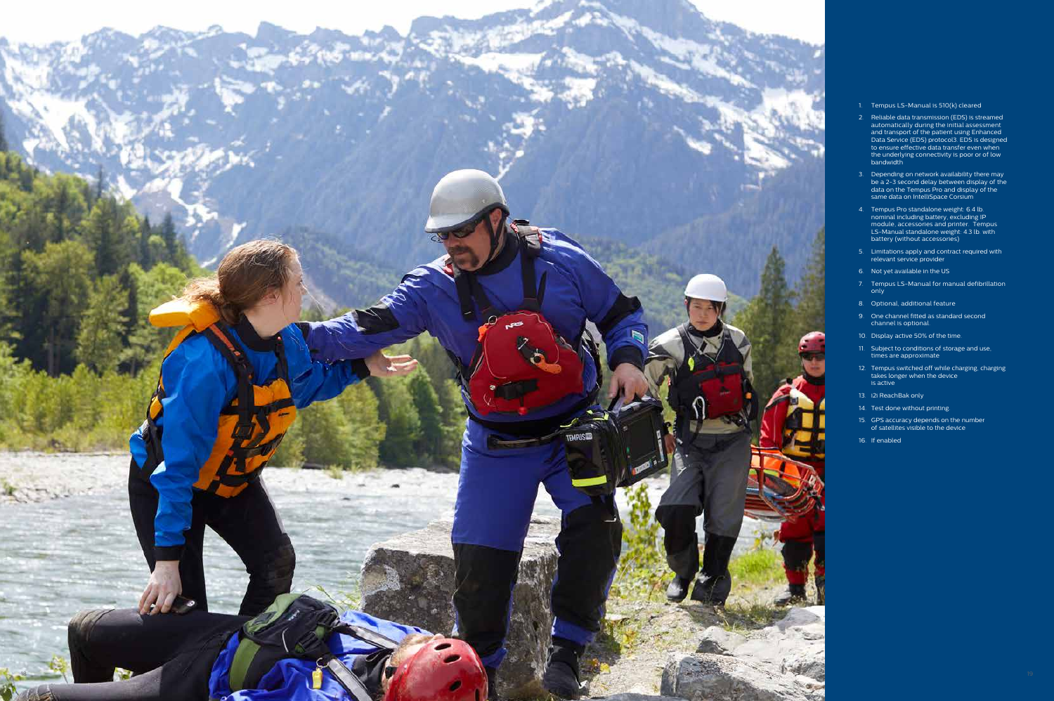1. Tempus LS-Manual is 510(k) cleared
2. Reliable data transmission (EDS) is streamed automatically during the initial assessment and transport of the patient using Enhanced Data Service (EDS) protocol3. EDS is designed to ensure effective data transfer even when the underlying connectivity is poor or of low bandwidth
3. Depending on network availability there may be a 2-3 second delay between display of the data on the Tempus Pro and display of the same data on IntelliSpace Corsium
4. Tempus Pro standalone weight: 6.4 lb. nominal including battery, excluding IP module, accessories and printer. Tempus LS-Manual standalone weight: 4.3 lb. with battery (without accessories)
5. Limitations apply and contract required with relevant service provider
6. Not yet available in the US
7. Tempus LS-Manual for manual defibrillation only
8. Optional, additional feature
9. One channel fitted as standard second channel is optional
10. Display active 50% of the time
11. Subject to conditions of storage and use, times are approximate
12. Tempus switched off while charging, charging takes longer when the device is active
13. i2i ReachBak only
14. Test done without printing
15. GPS accuracy depends on the number of satellites visible to the device
16. If enabled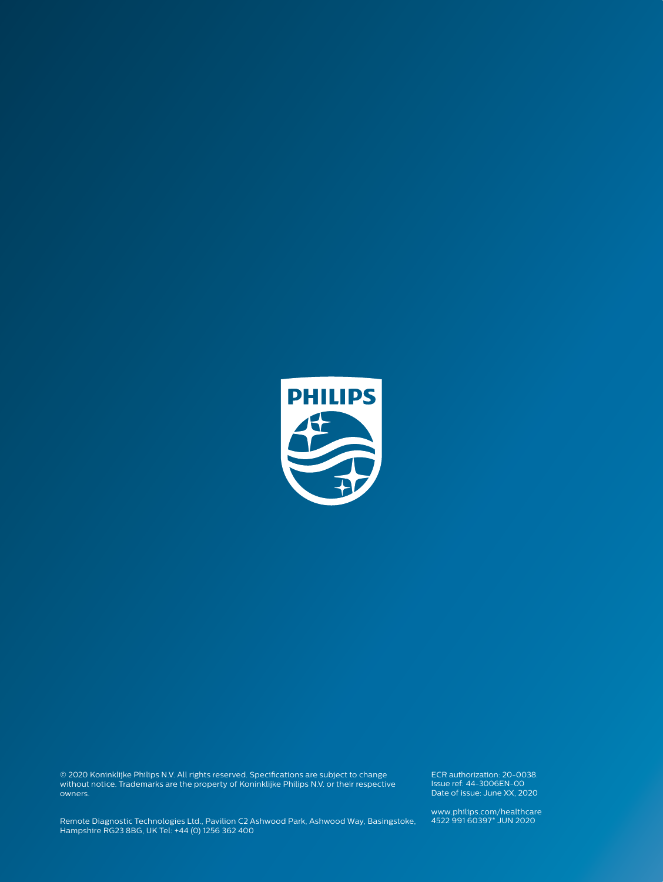PHILIPS

© 2020 Koninklijke Philips N.V. All rights reserved. Specifications are subject to change without notice. Trademarks are the property of Koninklijke Philips N.V. or their respective owners.

Remote Diagnostic Technologies Ltd., Pavilion C2 Ashwood Park, Ashwood Way, Basingstoke, Hampshire RG23 8BG, UK Tel: +44 (0) 1256 362 400

ECR authorization: 20-0038.
Issue ref: 44-3006EN-00
Date of issue: June XX, 2020

www.philips.com/healthcare
4522 991 60397* JUN 2020